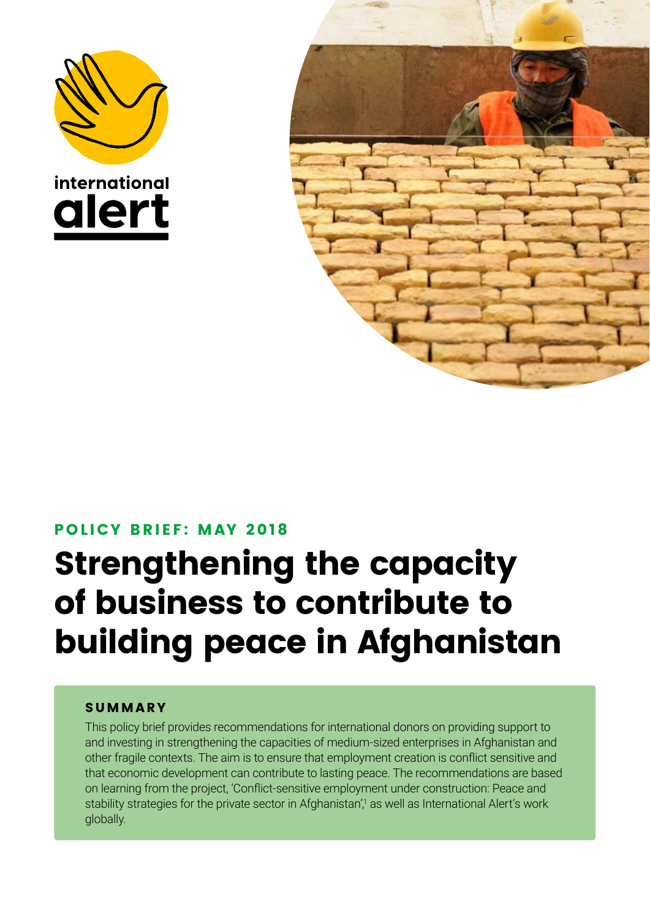international alert

**POLICY BRIEF: MAY 2018**

# Strengthening the capacity of business to contribute to building peace in Afghanistan

## SUMMARY

This policy brief provides recommendations for international donors on providing support to and investing in strengthening the capacities of medium-sized enterprises in Afghanistan and other fragile contexts. The aim is to ensure that employment creation is conflict sensitive and that economic development can contribute to lasting peace. The recommendations are based on learning from the project, 'Conflict-sensitive employment under construction: Peace and stability strategies for the private sector in Afghanistan',[1] as well as International Alert's work globally.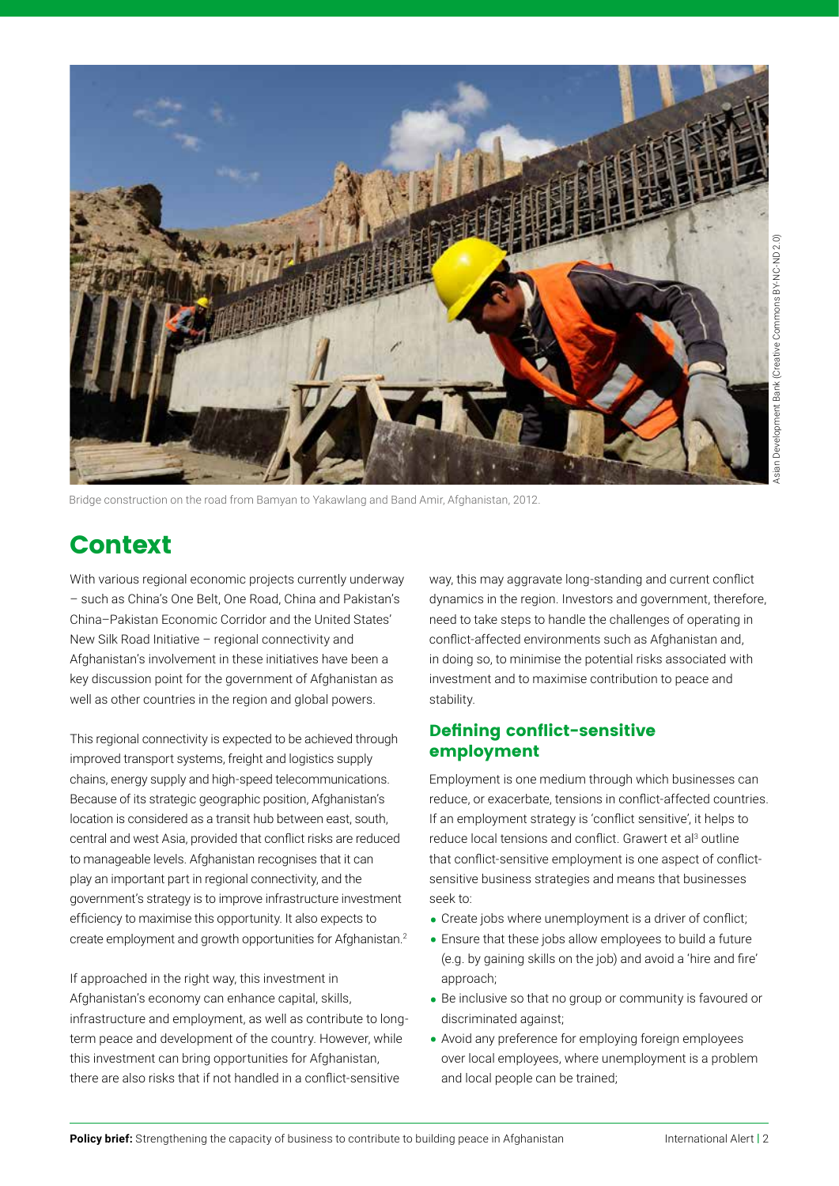Bridge construction on the road from Bamyan to Yakawlang and Band Amir, Afghanistan, 2012.

Asian Development Bank (Creative Commons BY-NC-ND 2.0)

# Context

With various regional economic projects currently underway – such as China's One Belt, One Road, China and Pakistan's China–Pakistan Economic Corridor and the United States' New Silk Road Initiative – regional connectivity and Afghanistan's involvement in these initiatives have been a key discussion point for the government of Afghanistan as well as other countries in the region and global powers.

This regional connectivity is expected to be achieved through improved transport systems, freight and logistics supply chains, energy supply and high-speed telecommunications. Because of its strategic geographic position, Afghanistan's location is considered as a transit hub between east, south, central and west Asia, provided that conflict risks are reduced to manageable levels. Afghanistan recognises that it can play an important part in regional connectivity, and the government's strategy is to improve infrastructure investment efficiency to maximise this opportunity. It also expects to create employment and growth opportunities for Afghanistan.[2]

If approached in the right way, this investment in Afghanistan's economy can enhance capital, skills, infrastructure and employment, as well as contribute to long-term peace and development of the country. However, while this investment can bring opportunities for Afghanistan, there are also risks that if not handled in a conflict-sensitive way, this may aggravate long-standing and current conflict dynamics in the region. Investors and government, therefore, need to take steps to handle the challenges of operating in conflict-affected environments such as Afghanistan and, in doing so, to minimise the potential risks associated with investment and to maximise contribution to peace and stability.

## Defining conflict-sensitive employment

Employment is one medium through which businesses can reduce, or exacerbate, tensions in conflict-affected countries. If an employment strategy is 'conflict sensitive', it helps to reduce local tensions and conflict. Grawert et al[3] outline that conflict-sensitive employment is one aspect of conflict-sensitive business strategies and means that businesses seek to:

- Create jobs where unemployment is a driver of conflict;
- Ensure that these jobs allow employees to build a future (e.g. by gaining skills on the job) and avoid a 'hire and fire' approach;
- Be inclusive so that no group or community is favoured or discriminated against;
- Avoid any preference for employing foreign employees over local employees, where unemployment is a problem and local people can be trained;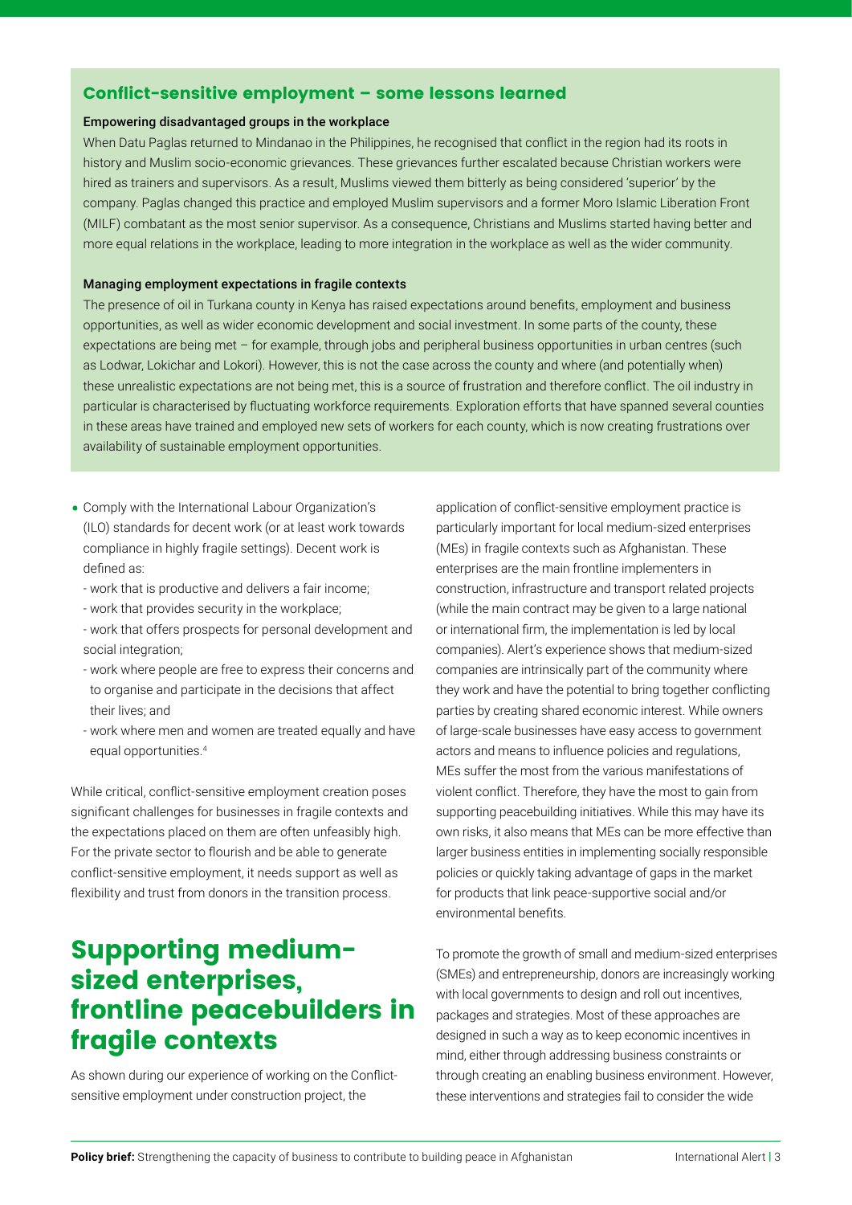## Conflict-sensitive employment – some lessons learned

**Empowering disadvantaged groups in the workplace**

When Datu Paglas returned to Mindanao in the Philippines, he recognised that conflict in the region had its roots in history and Muslim socio-economic grievances. These grievances further escalated because Christian workers were hired as trainers and supervisors. As a result, Muslims viewed them bitterly as being considered 'superior' by the company. Paglas changed this practice and employed Muslim supervisors and a former Moro Islamic Liberation Front (MILF) combatant as the most senior supervisor. As a consequence, Christians and Muslims started having better and more equal relations in the workplace, leading to more integration in the workplace as well as the wider community.

**Managing employment expectations in fragile contexts**

The presence of oil in Turkana county in Kenya has raised expectations around benefits, employment and business opportunities, as well as wider economic development and social investment. In some parts of the county, these expectations are being met – for example, through jobs and peripheral business opportunities in urban centres (such as Lodwar, Lokichar and Lokori). However, this is not the case across the county and where (and potentially when) these unrealistic expectations are not being met, this is a source of frustration and therefore conflict. The oil industry in particular is characterised by fluctuating workforce requirements. Exploration efforts that have spanned several counties in these areas have trained and employed new sets of workers for each county, which is now creating frustrations over availability of sustainable employment opportunities.

- Comply with the International Labour Organization's (ILO) standards for decent work (or at least work towards compliance in highly fragile settings). Decent work is defined as:
  - work that is productive and delivers a fair income;
  - work that provides security in the workplace;
  - work that offers prospects for personal development and social integration;
  - work where people are free to express their concerns and to organise and participate in the decisions that affect their lives; and
  - work where men and women are treated equally and have equal opportunities.[4]

While critical, conflict-sensitive employment creation poses significant challenges for businesses in fragile contexts and the expectations placed on them are often unfeasibly high. For the private sector to flourish and be able to generate conflict-sensitive employment, it needs support as well as flexibility and trust from donors in the transition process.

# Supporting medium-sized enterprises, frontline peacebuilders in fragile contexts

As shown during our experience of working on the Conflict-sensitive employment under construction project, the application of conflict-sensitive employment practice is particularly important for local medium-sized enterprises (MEs) in fragile contexts such as Afghanistan. These enterprises are the main frontline implementers in construction, infrastructure and transport related projects (while the main contract may be given to a large national or international firm, the implementation is led by local companies). Alert's experience shows that medium-sized companies are intrinsically part of the community where they work and have the potential to bring together conflicting parties by creating shared economic interest. While owners of large-scale businesses have easy access to government actors and means to influence policies and regulations, MEs suffer the most from the various manifestations of violent conflict. Therefore, they have the most to gain from supporting peacebuilding initiatives. While this may have its own risks, it also means that MEs can be more effective than larger business entities in implementing socially responsible policies or quickly taking advantage of gaps in the market for products that link peace-supportive social and/or environmental benefits.

To promote the growth of small and medium-sized enterprises (SMEs) and entrepreneurship, donors are increasingly working with local governments to design and roll out incentives, packages and strategies. Most of these approaches are designed in such a way as to keep economic incentives in mind, either through addressing business constraints or through creating an enabling business environment. However, these interventions and strategies fail to consider the wide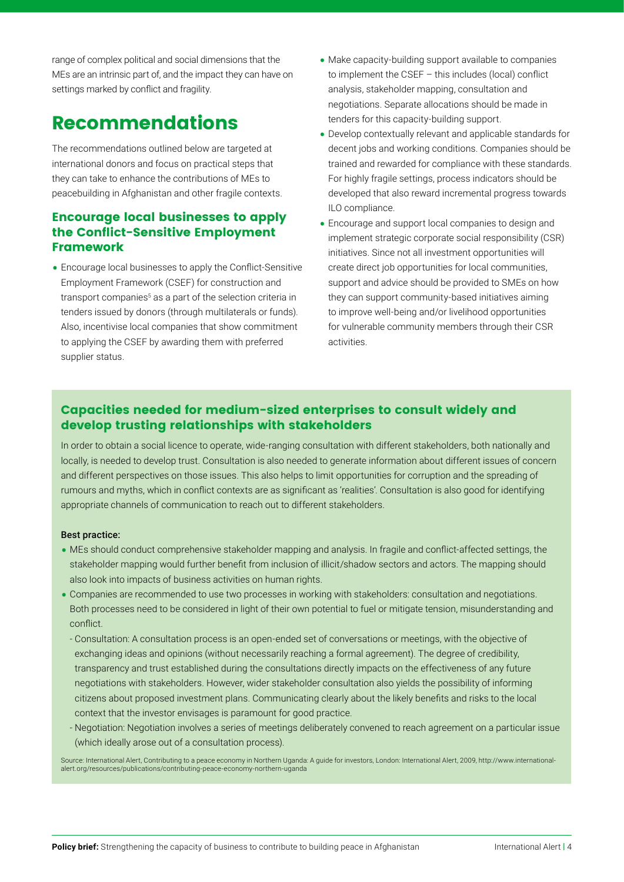range of complex political and social dimensions that the MEs are an intrinsic part of, and the impact they can have on settings marked by conflict and fragility.

# Recommendations

The recommendations outlined below are targeted at international donors and focus on practical steps that they can take to enhance the contributions of MEs to peacebuilding in Afghanistan and other fragile contexts.

## Encourage local businesses to apply the Conflict-Sensitive Employment Framework

- Encourage local businesses to apply the Conflict-Sensitive Employment Framework (CSEF) for construction and transport companies[5] as a part of the selection criteria in tenders issued by donors (through multilaterals or funds). Also, incentivise local companies that show commitment to applying the CSEF by awarding them with preferred supplier status.
- Make capacity-building support available to companies to implement the CSEF – this includes (local) conflict analysis, stakeholder mapping, consultation and negotiations. Separate allocations should be made in tenders for this capacity-building support.
- Develop contextually relevant and applicable standards for decent jobs and working conditions. Companies should be trained and rewarded for compliance with these standards. For highly fragile settings, process indicators should be developed that also reward incremental progress towards ILO compliance.
- Encourage and support local companies to design and implement strategic corporate social responsibility (CSR) initiatives. Since not all investment opportunities will create direct job opportunities for local communities, support and advice should be provided to SMEs on how they can support community-based initiatives aiming to improve well-being and/or livelihood opportunities for vulnerable community members through their CSR activities.

## Capacities needed for medium-sized enterprises to consult widely and develop trusting relationships with stakeholders

In order to obtain a social licence to operate, wide-ranging consultation with different stakeholders, both nationally and locally, is needed to develop trust. Consultation is also needed to generate information about different issues of concern and different perspectives on those issues. This also helps to limit opportunities for corruption and the spreading of rumours and myths, which in conflict contexts are as significant as 'realities'. Consultation is also good for identifying appropriate channels of communication to reach out to different stakeholders.

**Best practice:**

- MEs should conduct comprehensive stakeholder mapping and analysis. In fragile and conflict-affected settings, the stakeholder mapping would further benefit from inclusion of illicit/shadow sectors and actors. The mapping should also look into impacts of business activities on human rights.
- Companies are recommended to use two processes in working with stakeholders: consultation and negotiations. Both processes need to be considered in light of their own potential to fuel or mitigate tension, misunderstanding and conflict.
  - Consultation: A consultation process is an open-ended set of conversations or meetings, with the objective of exchanging ideas and opinions (without necessarily reaching a formal agreement). The degree of credibility, transparency and trust established during the consultations directly impacts on the effectiveness of any future negotiations with stakeholders. However, wider stakeholder consultation also yields the possibility of informing citizens about proposed investment plans. Communicating clearly about the likely benefits and risks to the local context that the investor envisages is paramount for good practice.
  - Negotiation: Negotiation involves a series of meetings deliberately convened to reach agreement on a particular issue (which ideally arose out of a consultation process).

Source: International Alert, Contributing to a peace economy in Northern Uganda: A guide for investors, London: International Alert, 2009, http://www.international-alert.org/resources/publications/contributing-peace-economy-northern-uganda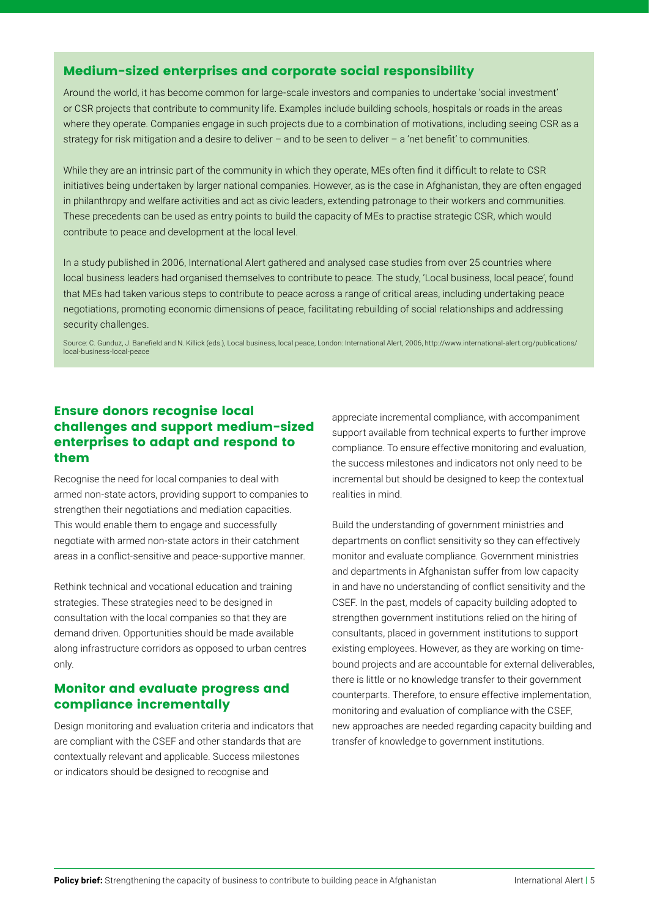## Medium-sized enterprises and corporate social responsibility

Around the world, it has become common for large-scale investors and companies to undertake 'social investment' or CSR projects that contribute to community life. Examples include building schools, hospitals or roads in the areas where they operate. Companies engage in such projects due to a combination of motivations, including seeing CSR as a strategy for risk mitigation and a desire to deliver – and to be seen to deliver – a 'net benefit' to communities.

While they are an intrinsic part of the community in which they operate, MEs often find it difficult to relate to CSR initiatives being undertaken by larger national companies. However, as is the case in Afghanistan, they are often engaged in philanthropy and welfare activities and act as civic leaders, extending patronage to their workers and communities. These precedents can be used as entry points to build the capacity of MEs to practise strategic CSR, which would contribute to peace and development at the local level.

In a study published in 2006, International Alert gathered and analysed case studies from over 25 countries where local business leaders had organised themselves to contribute to peace. The study, 'Local business, local peace', found that MEs had taken various steps to contribute to peace across a range of critical areas, including undertaking peace negotiations, promoting economic dimensions of peace, facilitating rebuilding of social relationships and addressing security challenges.

Source: C. Gunduz, J. Banefield and N. Killick (eds.), Local business, local peace, London: International Alert, 2006, http://www.international-alert.org/publications/local-business-local-peace

## Ensure donors recognise local challenges and support medium-sized enterprises to adapt and respond to them

Recognise the need for local companies to deal with armed non-state actors, providing support to companies to strengthen their negotiations and mediation capacities. This would enable them to engage and successfully negotiate with armed non-state actors in their catchment areas in a conflict-sensitive and peace-supportive manner.

Rethink technical and vocational education and training strategies. These strategies need to be designed in consultation with the local companies so that they are demand driven. Opportunities should be made available along infrastructure corridors as opposed to urban centres only.

## Monitor and evaluate progress and compliance incrementally

Design monitoring and evaluation criteria and indicators that are compliant with the CSEF and other standards that are contextually relevant and applicable. Success milestones or indicators should be designed to recognise and appreciate incremental compliance, with accompaniment support available from technical experts to further improve compliance. To ensure effective monitoring and evaluation, the success milestones and indicators not only need to be incremental but should be designed to keep the contextual realities in mind.

Build the understanding of government ministries and departments on conflict sensitivity so they can effectively monitor and evaluate compliance. Government ministries and departments in Afghanistan suffer from low capacity in and have no understanding of conflict sensitivity and the CSEF. In the past, models of capacity building adopted to strengthen government institutions relied on the hiring of consultants, placed in government institutions to support existing employees. However, as they are working on time-bound projects and are accountable for external deliverables, there is little or no knowledge transfer to their government counterparts. Therefore, to ensure effective implementation, monitoring and evaluation of compliance with the CSEF, new approaches are needed regarding capacity building and transfer of knowledge to government institutions.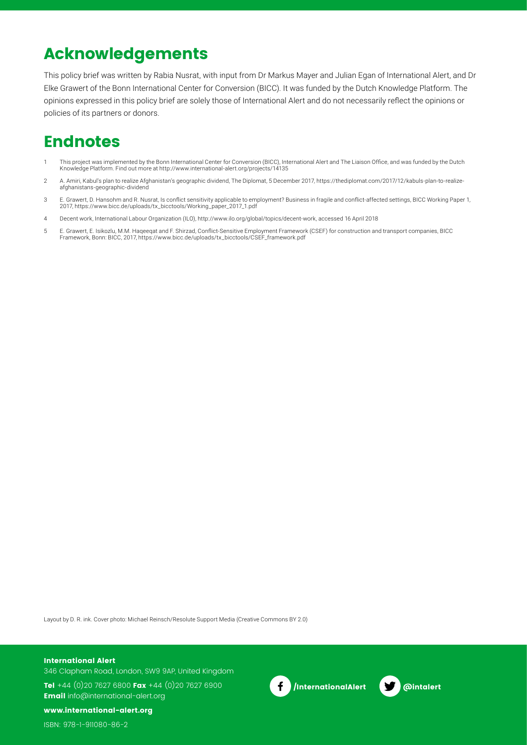## Acknowledgements

This policy brief was written by Rabia Nusrat, with input from Dr Markus Mayer and Julian Egan of International Alert, and Dr Elke Grawert of the Bonn International Center for Conversion (BICC). It was funded by the Dutch Knowledge Platform. The opinions expressed in this policy brief are solely those of International Alert and do not necessarily reflect the opinions or policies of its partners or donors.

## Endnotes

1. This project was implemented by the Bonn International Center for Conversion (BICC), International Alert and The Liaison Office, and was funded by the Dutch Knowledge Platform. Find out more at http://www.international-alert.org/projects/14135
2. A. Amiri, Kabul's plan to realize Afghanistan's geographic dividend, The Diplomat, 5 December 2017, https://thediplomat.com/2017/12/kabuls-plan-to-realize-afghanistans-geographic-dividend
3. E. Grawert, D. Hansohm and R. Nusrat, Is conflict sensitivity applicable to employment? Business in fragile and conflict-affected settings, BICC Working Paper 1, 2017, https://www.bicc.de/uploads/tx_bicctools/Working_paper_2017_1.pdf
4. Decent work, International Labour Organization (ILO), http://www.ilo.org/global/topics/decent-work, accessed 16 April 2018
5. E. Grawert, E. Isikozlu, M.M. Haqeeqat and F. Shirzad, Conflict-Sensitive Employment Framework (CSEF) for construction and transport companies, BICC Framework, Bonn: BICC, 2017, https://www.bicc.de/uploads/tx_bicctools/CSEF_framework.pdf

Layout by D. R. ink. Cover photo: Michael Reinsch/Resolute Support Media (Creative Commons BY 2.0)

**International Alert**
346 Clapham Road, London, SW9 9AP, United Kingdom
**Tel** +44 (0)20 7627 6800 **Fax** +44 (0)20 7627 6900
**Email** info@international-alert.org

**www.international-alert.org**

ISBN: 978-1-911080-86-2

/InternationalAlert @intalert